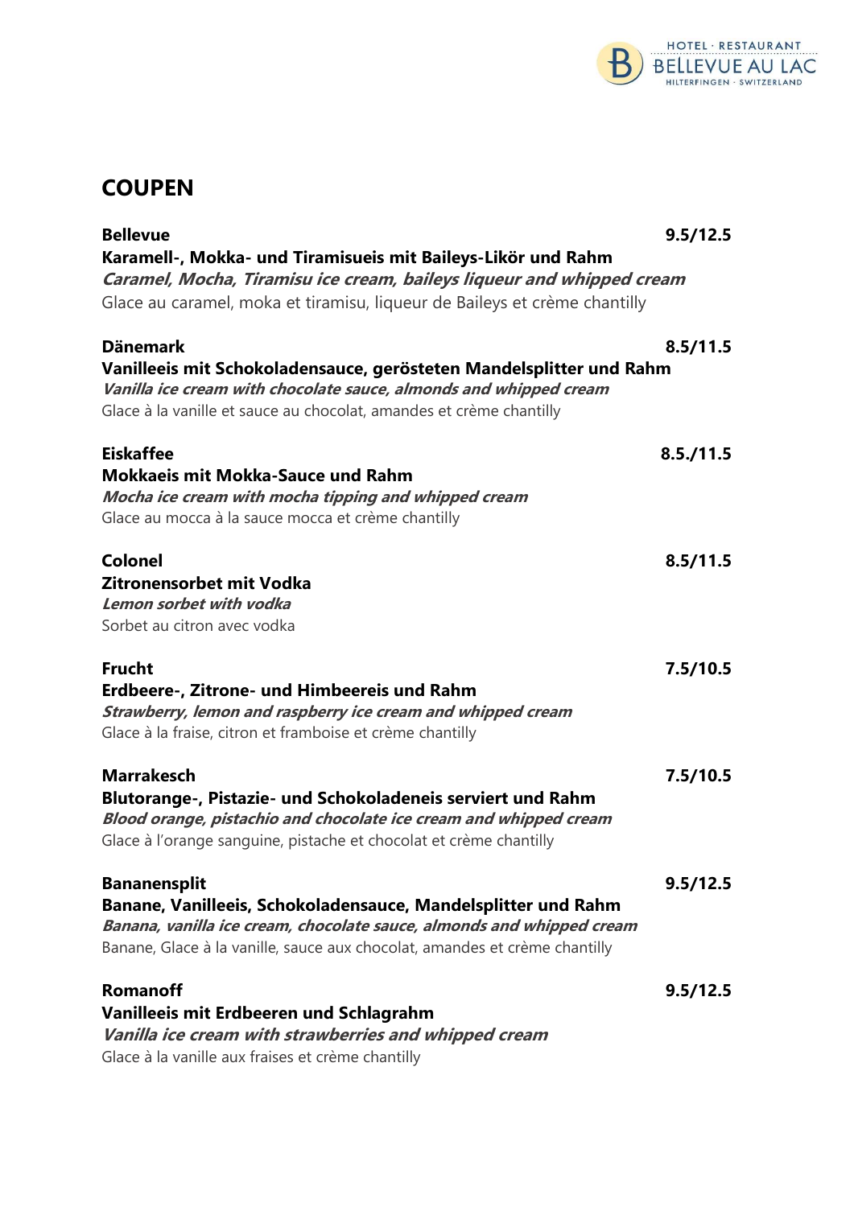## COUPEN

**Bellevue** **9.5/12.5**
**Karamell-, Mokka- und Tiramisueis mit Baileys-Likör und Rahm**
***Caramel, Mocha, Tiramisu ice cream, baileys liqueur and whipped cream***
Glace au caramel, moka et tiramisu, liqueur de Baileys et crème chantilly

**Dänemark** **8.5/11.5**
**Vanilleeis mit Schokoladensauce, gerösteten Mandelsplitter und Rahm**
***Vanilla ice cream with chocolate sauce, almonds and whipped cream***
Glace à la vanille et sauce au chocolat, amandes et crème chantilly

**Eiskaffee** **8.5./11.5**
**Mokkaeis mit Mokka-Sauce und Rahm**
***Mocha ice cream with mocha tipping and whipped cream***
Glace au mocca à la sauce mocca et crème chantilly

**Colonel** **8.5/11.5**
**Zitronensorbet mit Vodka**
***Lemon sorbet with vodka***
Sorbet au citron avec vodka

**Frucht** **7.5/10.5**
**Erdbeere-, Zitrone- und Himbeereis und Rahm**
***Strawberry, lemon and raspberry ice cream and whipped cream***
Glace à la fraise, citron et framboise et crème chantilly

**Marrakesch** **7.5/10.5**
**Blutorange-, Pistazie- und Schokoladeneis serviert und Rahm**
***Blood orange, pistachio and chocolate ice cream and whipped cream***
Glace à l'orange sanguine, pistache et chocolat et crème chantilly

**Bananensplit** **9.5/12.5**
**Banane, Vanilleeis, Schokoladensauce, Mandelsplitter und Rahm**
***Banana, vanilla ice cream, chocolate sauce, almonds and whipped cream***
Banane, Glace à la vanille, sauce aux chocolat, amandes et crème chantilly

**Romanoff** **9.5/12.5**
**Vanilleeis mit Erdbeeren und Schlagrahm**
***Vanilla ice cream with strawberries and whipped cream***
Glace à la vanille aux fraises et crème chantilly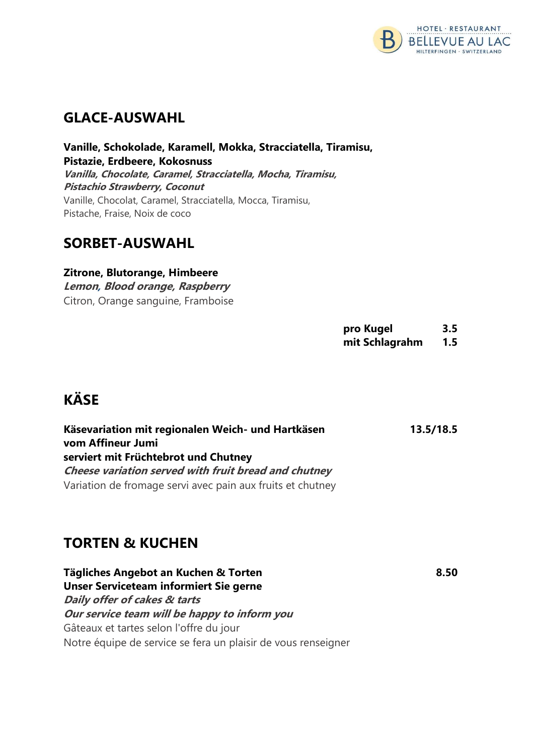## GLACE-AUSWAHL

**Vanille, Schokolade, Karamell, Mokka, Stracciatella, Tiramisu, Pistazie, Erdbeere, Kokosnuss**
***Vanilla, Chocolate, Caramel, Stracciatella, Mocha, Tiramisu, Pistachio Strawberry, Coconut***
Vanille, Chocolat, Caramel, Stracciatella, Mocca, Tiramisu, Pistache, Fraise, Noix de coco

## SORBET-AUSWAHL

**Zitrone, Blutorange, Himbeere**
***Lemon, Blood orange, Raspberry***
Citron, Orange sanguine, Framboise

| | |
|---|---|
| **pro Kugel** | **3.5** |
| **mit Schlagrahm** | **1.5** |

## KÄSE

**Käsevariation mit regionalen Weich- und Hartkäsen vom Affineur Jumi serviert mit Früchtebrot und Chutney** **13.5/18.5**
***Cheese variation served with fruit bread and chutney***
Variation de fromage servi avec pain aux fruits et chutney

## TORTEN & KUCHEN

**Tägliches Angebot an Kuchen & Torten** **8.50**
**Unser Serviceteam informiert Sie gerne**
***Daily offer of cakes & tarts***
***Our service team will be happy to inform you***
Gâteaux et tartes selon l'offre du jour
Notre équipe de service se fera un plaisir de vous renseigner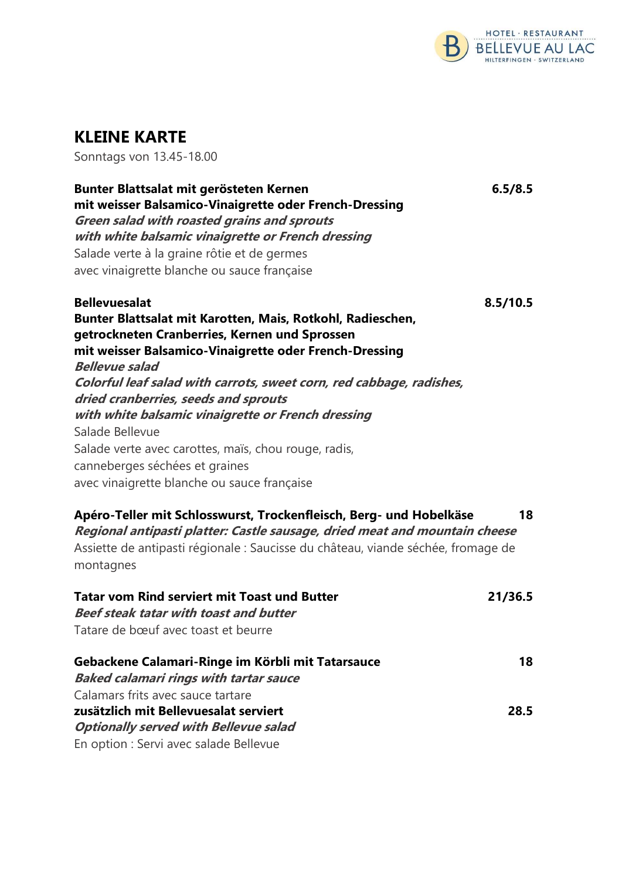## KLEINE KARTE

Sonntags von 13.45-18.00

**Bunter Blattsalat mit gerösteten Kernen** **6.5/8.5**
**mit weisser Balsamico-Vinaigrette oder French-Dressing**
***Green salad with roasted grains and sprouts***
***with white balsamic vinaigrette or French dressing***
Salade verte à la graine rôtie et de germes
avec vinaigrette blanche ou sauce française

**Bellevuesalat** **8.5/10.5**
**Bunter Blattsalat mit Karotten, Mais, Rotkohl, Radieschen,**
**getrockneten Cranberries, Kernen und Sprossen**
**mit weisser Balsamico-Vinaigrette oder French-Dressing**
***Bellevue salad***
***Colorful leaf salad with carrots, sweet corn, red cabbage, radishes,***
***dried cranberries, seeds and sprouts***
***with white balsamic vinaigrette or French dressing***
Salade Bellevue
Salade verte avec carottes, maïs, chou rouge, radis,
canneberges séchées et graines
avec vinaigrette blanche ou sauce française

**Apéro-Teller mit Schlosswurst, Trockenfleisch, Berg- und Hobelkäse** **18**
***Regional antipasti platter: Castle sausage, dried meat and mountain cheese***
Assiette de antipasti régionale : Saucisse du château, viande séchée, fromage de montagnes

**Tatar vom Rind serviert mit Toast und Butter** **21/36.5**
***Beef steak tatar with toast and butter***
Tatare de bœuf avec toast et beurre

**Gebackene Calamari-Ringe im Körbli mit Tatarsauce** **18**
***Baked calamari rings with tartar sauce***
Calamars frits avec sauce tartare
**zusätzlich mit Bellevuesalat serviert** **28.5**
***Optionally served with Bellevue salad***
En option : Servi avec salade Bellevue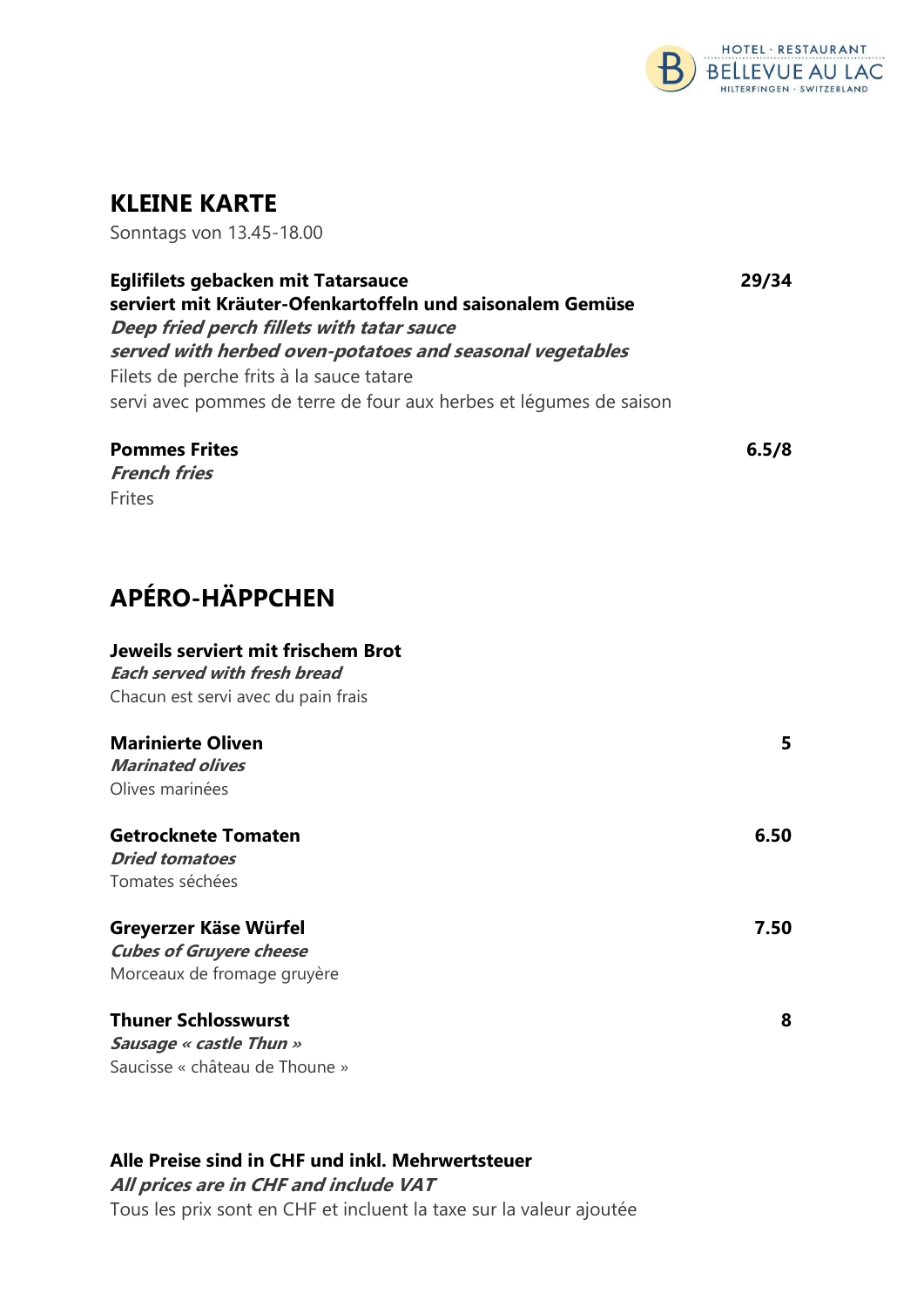## KLEINE KARTE

Sonntags von 13.45-18.00

**Eglifilets gebacken mit Tatarsauce** **29/34**
**serviert mit Kräuter-Ofenkartoffeln und saisonalem Gemüse**
***Deep fried perch fillets with tatar sauce***
***served with herbed oven-potatoes and seasonal vegetables***
Filets de perche frits à la sauce tatare
servi avec pommes de terre de four aux herbes et légumes de saison

**Pommes Frites** **6.5/8**
***French fries***
Frites

## APÉRO-HÄPPCHEN

**Jeweils serviert mit frischem Brot**
***Each served with fresh bread***
Chacun est servi avec du pain frais

**Marinierte Oliven** **5**
***Marinated olives***
Olives marinées

**Getrocknete Tomaten** **6.50**
***Dried tomatoes***
Tomates séchées

**Greyerzer Käse Würfel** **7.50**
***Cubes of Gruyere cheese***
Morceaux de fromage gruyère

**Thuner Schlosswurst** **8**
***Sausage « castle Thun »***
Saucisse « château de Thoune »

**Alle Preise sind in CHF und inkl. Mehrwertsteuer**
***All prices are in CHF and include VAT***
Tous les prix sont en CHF et incluent la taxe sur la valeur ajoutée